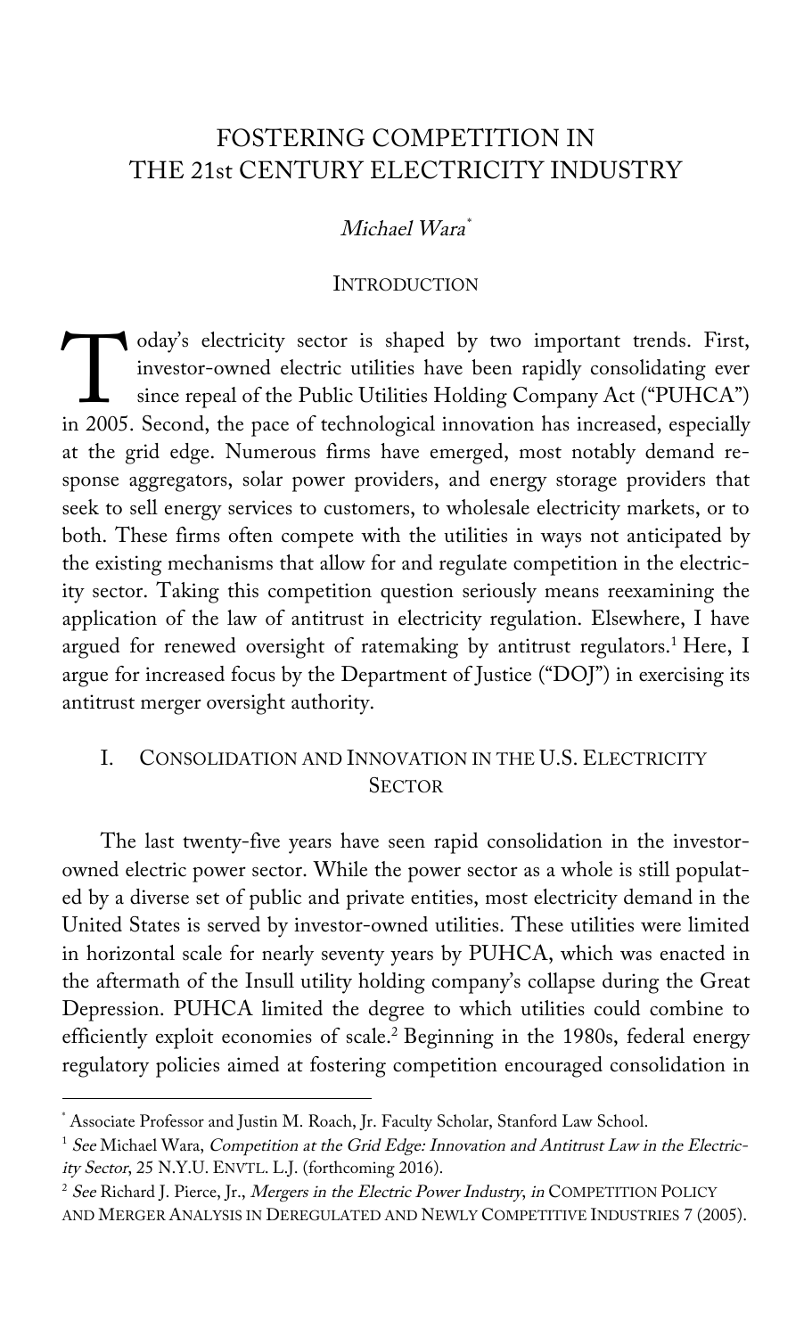# FOSTERING COMPETITION IN THE 21st CENTURY ELECTRICITY INDUSTRY

*Michael Wara*[*]

## INTRODUCTION

Today's electricity sector is shaped by two important trends. First, investor-owned electric utilities have been rapidly consolidating ever since repeal of the Public Utilities Holding Company Act ("PUHCA") in 2005. Second, the pace of technological innovation has increased, especially at the grid edge. Numerous firms have emerged, most notably demand response aggregators, solar power providers, and energy storage providers that seek to sell energy services to customers, to wholesale electricity markets, or to both. These firms often compete with the utilities in ways not anticipated by the existing mechanisms that allow for and regulate competition in the electricity sector. Taking this competition question seriously means reexamining the application of the law of antitrust in electricity regulation. Elsewhere, I have argued for renewed oversight of ratemaking by antitrust regulators.[1] Here, I argue for increased focus by the Department of Justice ("DOJ") in exercising its antitrust merger oversight authority.

## I. CONSOLIDATION AND INNOVATION IN THE U.S. ELECTRICITY SECTOR

The last twenty-five years have seen rapid consolidation in the investor-owned electric power sector. While the power sector as a whole is still populated by a diverse set of public and private entities, most electricity demand in the United States is served by investor-owned utilities. These utilities were limited in horizontal scale for nearly seventy years by PUHCA, which was enacted in the aftermath of the Insull utility holding company's collapse during the Great Depression. PUHCA limited the degree to which utilities could combine to efficiently exploit economies of scale.[2] Beginning in the 1980s, federal energy regulatory policies aimed at fostering competition encouraged consolidation in

---

[*] Associate Professor and Justin M. Roach, Jr. Faculty Scholar, Stanford Law School.

[1] *See* Michael Wara, *Competition at the Grid Edge: Innovation and Antitrust Law in the Electricity Sector*, 25 N.Y.U. ENVTL. L.J. (forthcoming 2016).

[2] *See* Richard J. Pierce, Jr., *Mergers in the Electric Power Industry*, *in* COMPETITION POLICY AND MERGER ANALYSIS IN DEREGULATED AND NEWLY COMPETITIVE INDUSTRIES 7 (2005).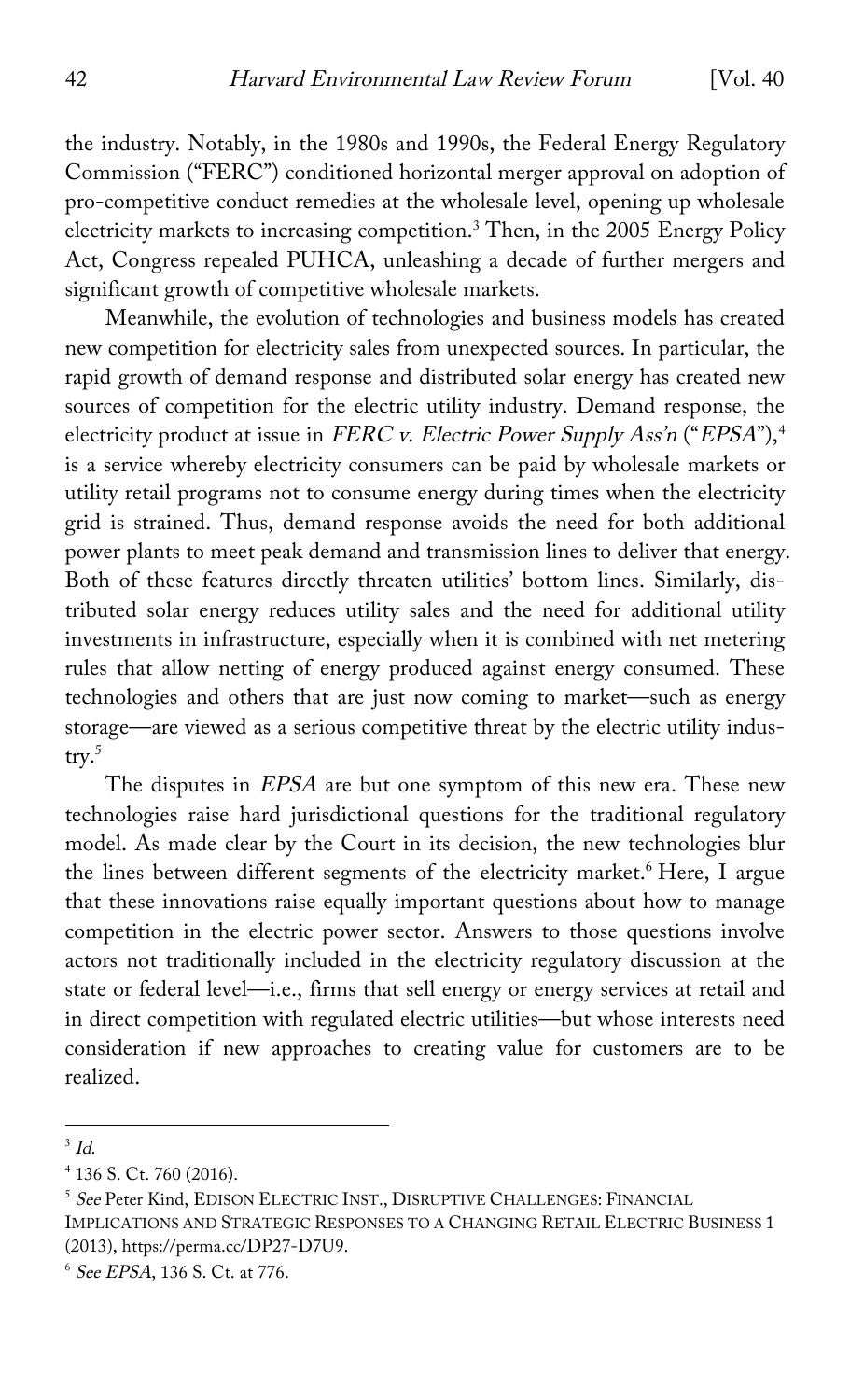the industry. Notably, in the 1980s and 1990s, the Federal Energy Regulatory Commission ("FERC") conditioned horizontal merger approval on adoption of pro-competitive conduct remedies at the wholesale level, opening up wholesale electricity markets to increasing competition.[3] Then, in the 2005 Energy Policy Act, Congress repealed PUHCA, unleashing a decade of further mergers and significant growth of competitive wholesale markets.

Meanwhile, the evolution of technologies and business models has created new competition for electricity sales from unexpected sources. In particular, the rapid growth of demand response and distributed solar energy has created new sources of competition for the electric utility industry. Demand response, the electricity product at issue in *FERC v. Electric Power Supply Ass'n* ("*EPSA*"),[4] is a service whereby electricity consumers can be paid by wholesale markets or utility retail programs not to consume energy during times when the electricity grid is strained. Thus, demand response avoids the need for both additional power plants to meet peak demand and transmission lines to deliver that energy. Both of these features directly threaten utilities' bottom lines. Similarly, distributed solar energy reduces utility sales and the need for additional utility investments in infrastructure, especially when it is combined with net metering rules that allow netting of energy produced against energy consumed. These technologies and others that are just now coming to market—such as energy storage—are viewed as a serious competitive threat by the electric utility industry.[5]

The disputes in *EPSA* are but one symptom of this new era. These new technologies raise hard jurisdictional questions for the traditional regulatory model. As made clear by the Court in its decision, the new technologies blur the lines between different segments of the electricity market.[6] Here, I argue that these innovations raise equally important questions about how to manage competition in the electric power sector. Answers to those questions involve actors not traditionally included in the electricity regulatory discussion at the state or federal level—i.e., firms that sell energy or energy services at retail and in direct competition with regulated electric utilities—but whose interests need consideration if new approaches to creating value for customers are to be realized.

---

[3] *Id.*

[4] 136 S. Ct. 760 (2016).

[5] *See* Peter Kind, EDISON ELECTRIC INST., DISRUPTIVE CHALLENGES: FINANCIAL IMPLICATIONS AND STRATEGIC RESPONSES TO A CHANGING RETAIL ELECTRIC BUSINESS 1 (2013), https://perma.cc/DP27-D7U9.

[6] *See EPSA*, 136 S. Ct. at 776.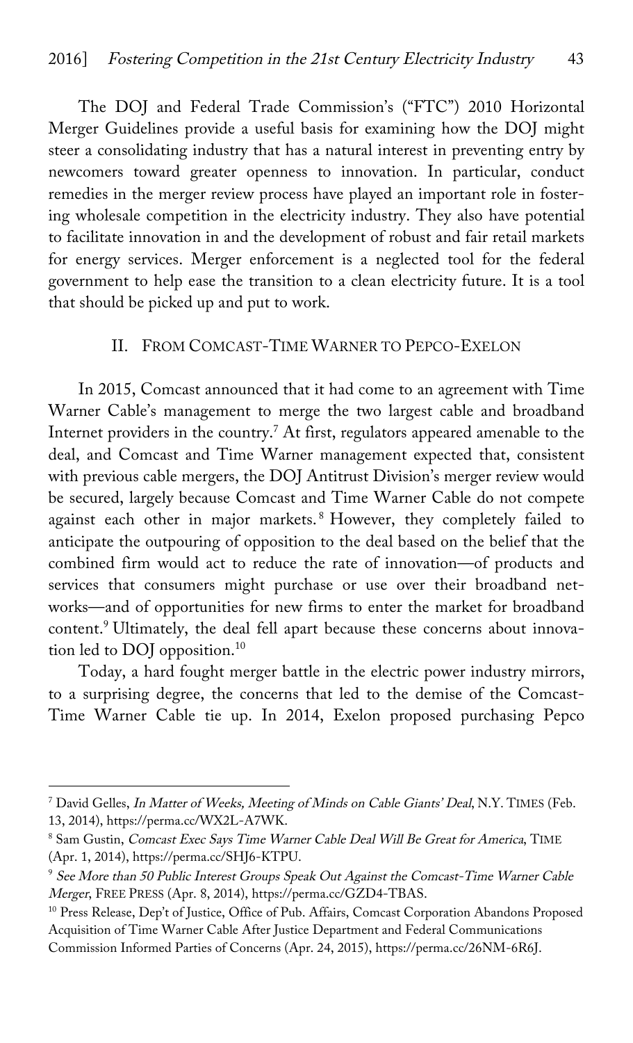The DOJ and Federal Trade Commission's ("FTC") 2010 Horizontal Merger Guidelines provide a useful basis for examining how the DOJ might steer a consolidating industry that has a natural interest in preventing entry by newcomers toward greater openness to innovation. In particular, conduct remedies in the merger review process have played an important role in fostering wholesale competition in the electricity industry. They also have potential to facilitate innovation in and the development of robust and fair retail markets for energy services. Merger enforcement is a neglected tool for the federal government to help ease the transition to a clean electricity future. It is a tool that should be picked up and put to work.

## II. FROM COMCAST-TIME WARNER TO PEPCO-EXELON

In 2015, Comcast announced that it had come to an agreement with Time Warner Cable's management to merge the two largest cable and broadband Internet providers in the country.[7] At first, regulators appeared amenable to the deal, and Comcast and Time Warner management expected that, consistent with previous cable mergers, the DOJ Antitrust Division's merger review would be secured, largely because Comcast and Time Warner Cable do not compete against each other in major markets.[8] However, they completely failed to anticipate the outpouring of opposition to the deal based on the belief that the combined firm would act to reduce the rate of innovation—of products and services that consumers might purchase or use over their broadband networks—and of opportunities for new firms to enter the market for broadband content.[9] Ultimately, the deal fell apart because these concerns about innovation led to DOJ opposition.[10]

Today, a hard fought merger battle in the electric power industry mirrors, to a surprising degree, the concerns that led to the demise of the Comcast-Time Warner Cable tie up. In 2014, Exelon proposed purchasing Pepco

---

[7] David Gelles, *In Matter of Weeks, Meeting of Minds on Cable Giants' Deal*, N.Y. TIMES (Feb. 13, 2014), https://perma.cc/WX2L-A7WK.

[8] Sam Gustin, *Comcast Exec Says Time Warner Cable Deal Will Be Great for America*, TIME (Apr. 1, 2014), https://perma.cc/SHJ6-KTPU.

[9] *See More than 50 Public Interest Groups Speak Out Against the Comcast-Time Warner Cable Merger*, FREE PRESS (Apr. 8, 2014), https://perma.cc/GZD4-TBAS.

[10] Press Release, Dep't of Justice, Office of Pub. Affairs, Comcast Corporation Abandons Proposed Acquisition of Time Warner Cable After Justice Department and Federal Communications Commission Informed Parties of Concerns (Apr. 24, 2015), https://perma.cc/26NM-6R6J.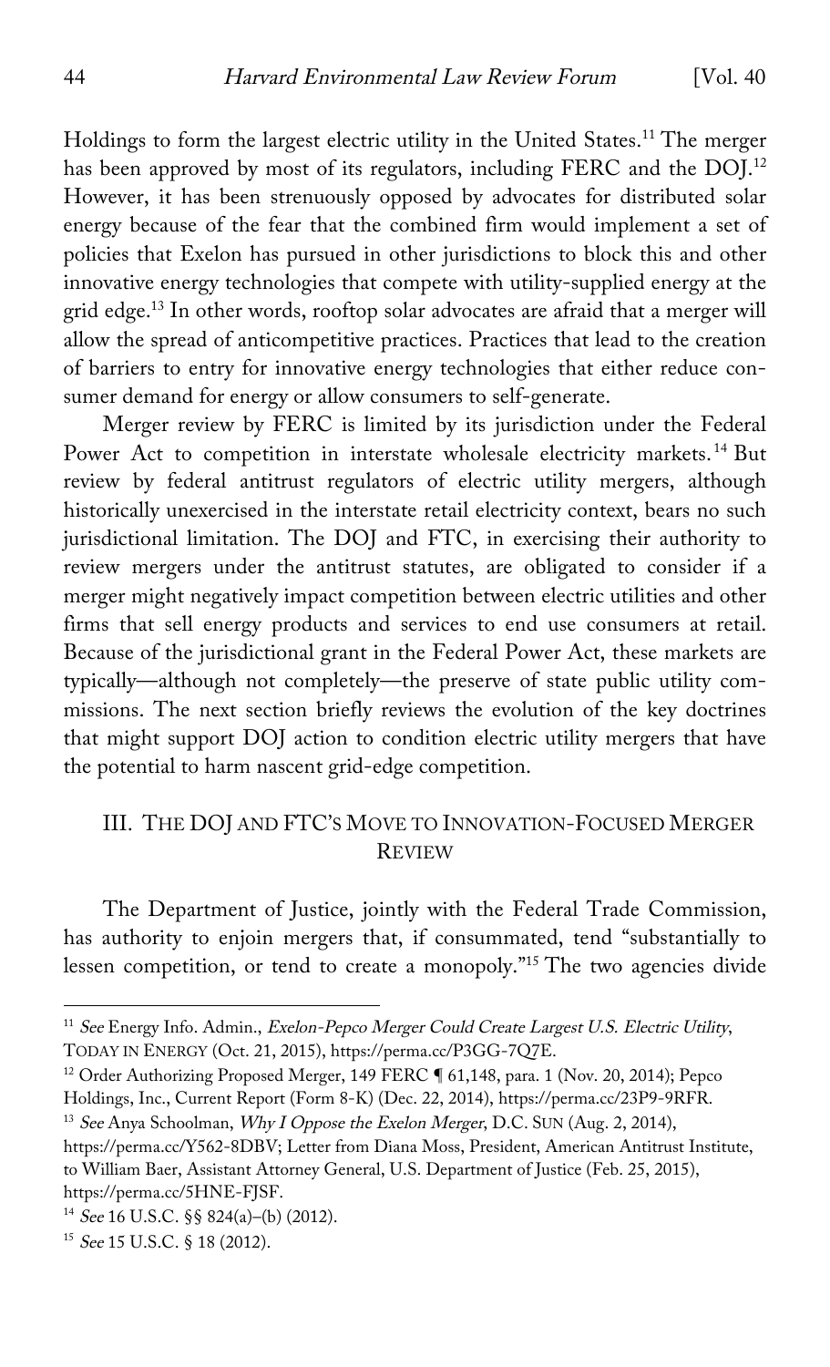Holdings to form the largest electric utility in the United States.[11] The merger has been approved by most of its regulators, including FERC and the DOJ.[12] However, it has been strenuously opposed by advocates for distributed solar energy because of the fear that the combined firm would implement a set of policies that Exelon has pursued in other jurisdictions to block this and other innovative energy technologies that compete with utility-supplied energy at the grid edge.[13] In other words, rooftop solar advocates are afraid that a merger will allow the spread of anticompetitive practices. Practices that lead to the creation of barriers to entry for innovative energy technologies that either reduce consumer demand for energy or allow consumers to self-generate.

Merger review by FERC is limited by its jurisdiction under the Federal Power Act to competition in interstate wholesale electricity markets.[14] But review by federal antitrust regulators of electric utility mergers, although historically unexercised in the interstate retail electricity context, bears no such jurisdictional limitation. The DOJ and FTC, in exercising their authority to review mergers under the antitrust statutes, are obligated to consider if a merger might negatively impact competition between electric utilities and other firms that sell energy products and services to end use consumers at retail. Because of the jurisdictional grant in the Federal Power Act, these markets are typically—although not completely—the preserve of state public utility commissions. The next section briefly reviews the evolution of the key doctrines that might support DOJ action to condition electric utility mergers that have the potential to harm nascent grid-edge competition.

## III. THE DOJ AND FTC'S MOVE TO INNOVATION-FOCUSED MERGER REVIEW

The Department of Justice, jointly with the Federal Trade Commission, has authority to enjoin mergers that, if consummated, tend "substantially to lessen competition, or tend to create a monopoly."[15] The two agencies divide

---

[11] *See* Energy Info. Admin., *Exelon-Pepco Merger Could Create Largest U.S. Electric Utility*, TODAY IN ENERGY (Oct. 21, 2015), https://perma.cc/P3GG-7Q7E.

[12] Order Authorizing Proposed Merger, 149 FERC ¶ 61,148, para. 1 (Nov. 20, 2014); Pepco Holdings, Inc., Current Report (Form 8-K) (Dec. 22, 2014), https://perma.cc/23P9-9RFR.

[13] *See* Anya Schoolman, *Why I Oppose the Exelon Merger*, D.C. SUN (Aug. 2, 2014), https://perma.cc/Y562-8DBV; Letter from Diana Moss, President, American Antitrust Institute, to William Baer, Assistant Attorney General, U.S. Department of Justice (Feb. 25, 2015), https://perma.cc/5HNE-FJSF.

[14] *See* 16 U.S.C. §§ 824(a)–(b) (2012).

[15] *See* 15 U.S.C. § 18 (2012).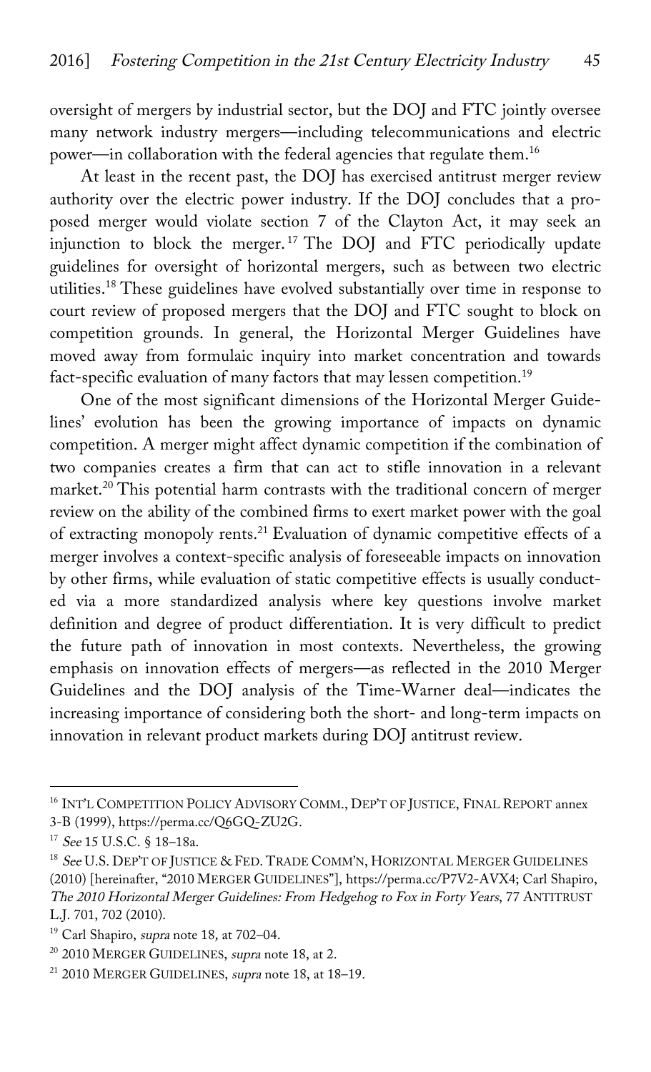oversight of mergers by industrial sector, but the DOJ and FTC jointly oversee many network industry mergers—including telecommunications and electric power—in collaboration with the federal agencies that regulate them.[16]

At least in the recent past, the DOJ has exercised antitrust merger review authority over the electric power industry. If the DOJ concludes that a proposed merger would violate section 7 of the Clayton Act, it may seek an injunction to block the merger.[17] The DOJ and FTC periodically update guidelines for oversight of horizontal mergers, such as between two electric utilities.[18] These guidelines have evolved substantially over time in response to court review of proposed mergers that the DOJ and FTC sought to block on competition grounds. In general, the Horizontal Merger Guidelines have moved away from formulaic inquiry into market concentration and towards fact-specific evaluation of many factors that may lessen competition.[19]

One of the most significant dimensions of the Horizontal Merger Guidelines' evolution has been the growing importance of impacts on dynamic competition. A merger might affect dynamic competition if the combination of two companies creates a firm that can act to stifle innovation in a relevant market.[20] This potential harm contrasts with the traditional concern of merger review on the ability of the combined firms to exert market power with the goal of extracting monopoly rents.[21] Evaluation of dynamic competitive effects of a merger involves a context-specific analysis of foreseeable impacts on innovation by other firms, while evaluation of static competitive effects is usually conducted via a more standardized analysis where key questions involve market definition and degree of product differentiation. It is very difficult to predict the future path of innovation in most contexts. Nevertheless, the growing emphasis on innovation effects of mergers—as reflected in the 2010 Merger Guidelines and the DOJ analysis of the Time-Warner deal—indicates the increasing importance of considering both the short- and long-term impacts on innovation in relevant product markets during DOJ antitrust review.

---

[16] INT'L COMPETITION POLICY ADVISORY COMM., DEP'T OF JUSTICE, FINAL REPORT annex 3-B (1999), https://perma.cc/Q6GQ-ZU2G.

[17] *See* 15 U.S.C. § 18–18a.

[18] *See* U.S. DEP'T OF JUSTICE & FED. TRADE COMM'N, HORIZONTAL MERGER GUIDELINES (2010) [hereinafter, "2010 MERGER GUIDELINES"], https://perma.cc/P7V2-AVX4; Carl Shapiro, *The 2010 Horizontal Merger Guidelines: From Hedgehog to Fox in Forty Years*, 77 ANTITRUST L.J. 701, 702 (2010).

[19] Carl Shapiro, *supra* note 18, at 702–04.

[20] 2010 MERGER GUIDELINES, *supra* note 18, at 2.

[21] 2010 MERGER GUIDELINES, *supra* note 18, at 18–19.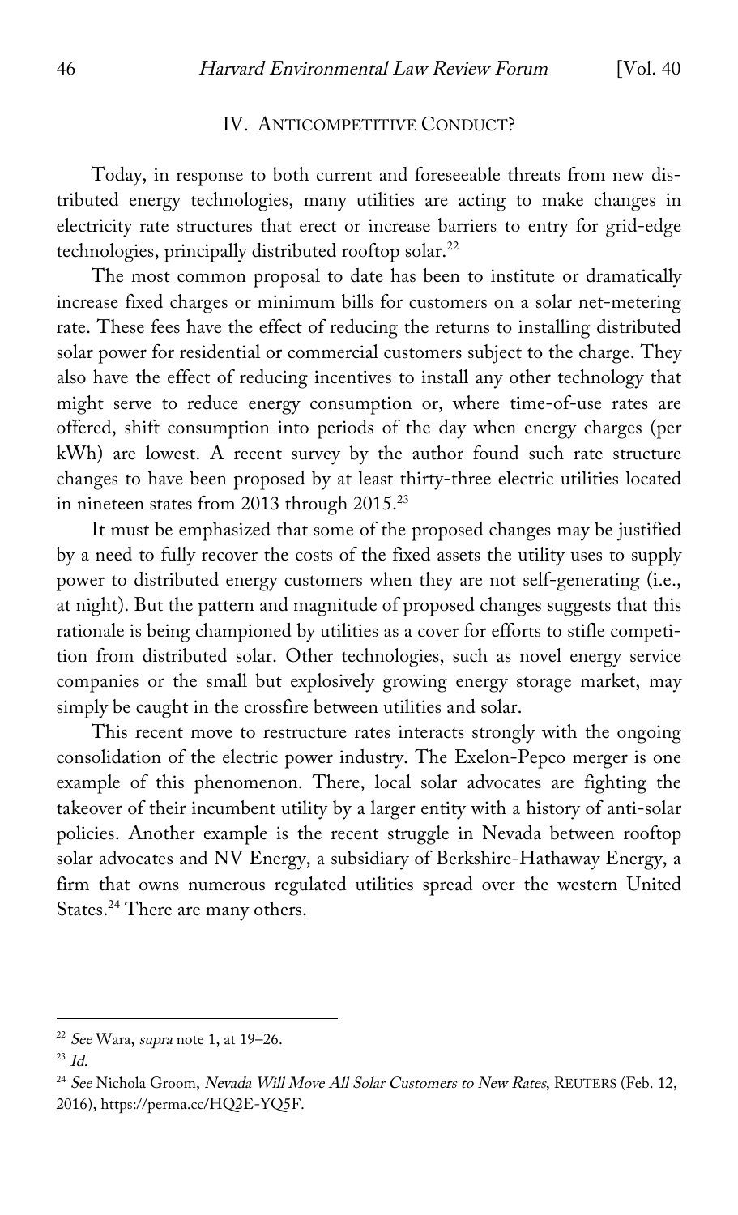## IV. ANTICOMPETITIVE CONDUCT?

Today, in response to both current and foreseeable threats from new distributed energy technologies, many utilities are acting to make changes in electricity rate structures that erect or increase barriers to entry for grid-edge technologies, principally distributed rooftop solar.[22]

The most common proposal to date has been to institute or dramatically increase fixed charges or minimum bills for customers on a solar net-metering rate. These fees have the effect of reducing the returns to installing distributed solar power for residential or commercial customers subject to the charge. They also have the effect of reducing incentives to install any other technology that might serve to reduce energy consumption or, where time-of-use rates are offered, shift consumption into periods of the day when energy charges (per kWh) are lowest. A recent survey by the author found such rate structure changes to have been proposed by at least thirty-three electric utilities located in nineteen states from 2013 through 2015.[23]

It must be emphasized that some of the proposed changes may be justified by a need to fully recover the costs of the fixed assets the utility uses to supply power to distributed energy customers when they are not self-generating (i.e., at night). But the pattern and magnitude of proposed changes suggests that this rationale is being championed by utilities as a cover for efforts to stifle competition from distributed solar. Other technologies, such as novel energy service companies or the small but explosively growing energy storage market, may simply be caught in the crossfire between utilities and solar.

This recent move to restructure rates interacts strongly with the ongoing consolidation of the electric power industry. The Exelon-Pepco merger is one example of this phenomenon. There, local solar advocates are fighting the takeover of their incumbent utility by a larger entity with a history of anti-solar policies. Another example is the recent struggle in Nevada between rooftop solar advocates and NV Energy, a subsidiary of Berkshire-Hathaway Energy, a firm that owns numerous regulated utilities spread over the western United States.[24] There are many others.

---

[22] *See* Wara, *supra* note 1, at 19–26.

[23] *Id.*

[24] *See* Nichola Groom, *Nevada Will Move All Solar Customers to New Rates*, REUTERS (Feb. 12, 2016), https://perma.cc/HQ2E-YQ5F.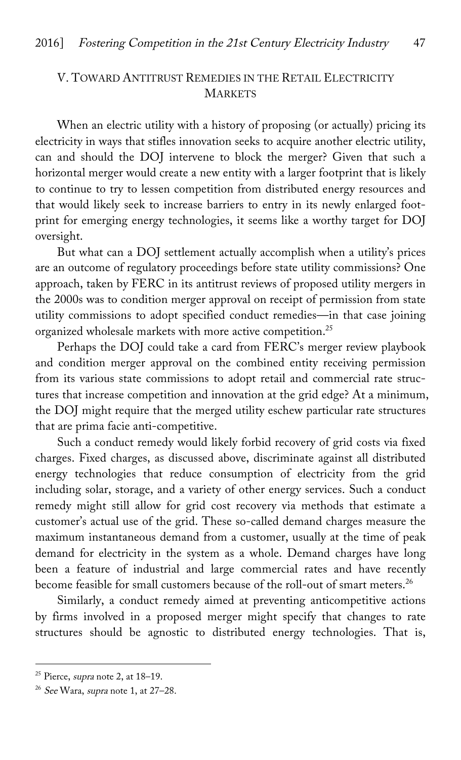## V. TOWARD ANTITRUST REMEDIES IN THE RETAIL ELECTRICITY MARKETS

When an electric utility with a history of proposing (or actually) pricing its electricity in ways that stifles innovation seeks to acquire another electric utility, can and should the DOJ intervene to block the merger? Given that such a horizontal merger would create a new entity with a larger footprint that is likely to continue to try to lessen competition from distributed energy resources and that would likely seek to increase barriers to entry in its newly enlarged footprint for emerging energy technologies, it seems like a worthy target for DOJ oversight.

But what can a DOJ settlement actually accomplish when a utility's prices are an outcome of regulatory proceedings before state utility commissions? One approach, taken by FERC in its antitrust reviews of proposed utility mergers in the 2000s was to condition merger approval on receipt of permission from state utility commissions to adopt specified conduct remedies—in that case joining organized wholesale markets with more active competition.[25]

Perhaps the DOJ could take a card from FERC's merger review playbook and condition merger approval on the combined entity receiving permission from its various state commissions to adopt retail and commercial rate structures that increase competition and innovation at the grid edge? At a minimum, the DOJ might require that the merged utility eschew particular rate structures that are prima facie anti-competitive.

Such a conduct remedy would likely forbid recovery of grid costs via fixed charges. Fixed charges, as discussed above, discriminate against all distributed energy technologies that reduce consumption of electricity from the grid including solar, storage, and a variety of other energy services. Such a conduct remedy might still allow for grid cost recovery via methods that estimate a customer's actual use of the grid. These so-called demand charges measure the maximum instantaneous demand from a customer, usually at the time of peak demand for electricity in the system as a whole. Demand charges have long been a feature of industrial and large commercial rates and have recently become feasible for small customers because of the roll-out of smart meters.[26]

Similarly, a conduct remedy aimed at preventing anticompetitive actions by firms involved in a proposed merger might specify that changes to rate structures should be agnostic to distributed energy technologies. That is,

---

[25] Pierce, *supra* note 2, at 18–19.

[26] *See* Wara, *supra* note 1, at 27–28.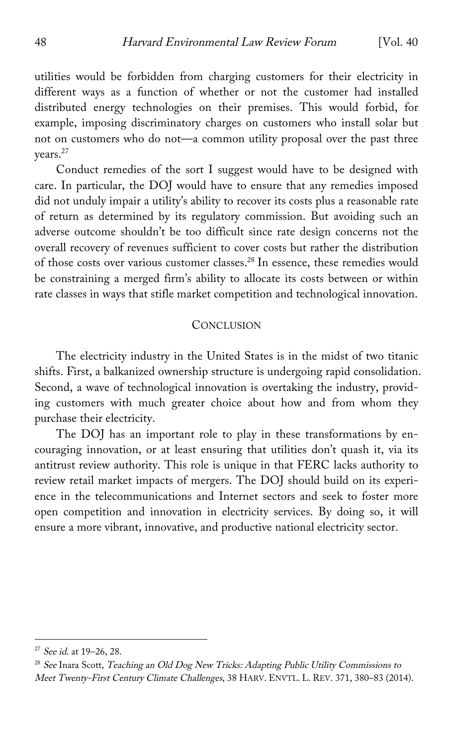utilities would be forbidden from charging customers for their electricity in different ways as a function of whether or not the customer had installed distributed energy technologies on their premises. This would forbid, for example, imposing discriminatory charges on customers who install solar but not on customers who do not—a common utility proposal over the past three years.[27]

Conduct remedies of the sort I suggest would have to be designed with care. In particular, the DOJ would have to ensure that any remedies imposed did not unduly impair a utility's ability to recover its costs plus a reasonable rate of return as determined by its regulatory commission. But avoiding such an adverse outcome shouldn't be too difficult since rate design concerns not the overall recovery of revenues sufficient to cover costs but rather the distribution of those costs over various customer classes.[28] In essence, these remedies would be constraining a merged firm's ability to allocate its costs between or within rate classes in ways that stifle market competition and technological innovation.

## CONCLUSION

The electricity industry in the United States is in the midst of two titanic shifts. First, a balkanized ownership structure is undergoing rapid consolidation. Second, a wave of technological innovation is overtaking the industry, providing customers with much greater choice about how and from whom they purchase their electricity.

The DOJ has an important role to play in these transformations by encouraging innovation, or at least ensuring that utilities don't quash it, via its antitrust review authority. This role is unique in that FERC lacks authority to review retail market impacts of mergers. The DOJ should build on its experience in the telecommunications and Internet sectors and seek to foster more open competition and innovation in electricity services. By doing so, it will ensure a more vibrant, innovative, and productive national electricity sector.

---

[27] *See id.* at 19–26, 28.

[28] *See* Inara Scott, *Teaching an Old Dog New Tricks: Adapting Public Utility Commissions to Meet Twenty-First Century Climate Challenges*, 38 HARV. ENVTL. L. REV. 371, 380–83 (2014).